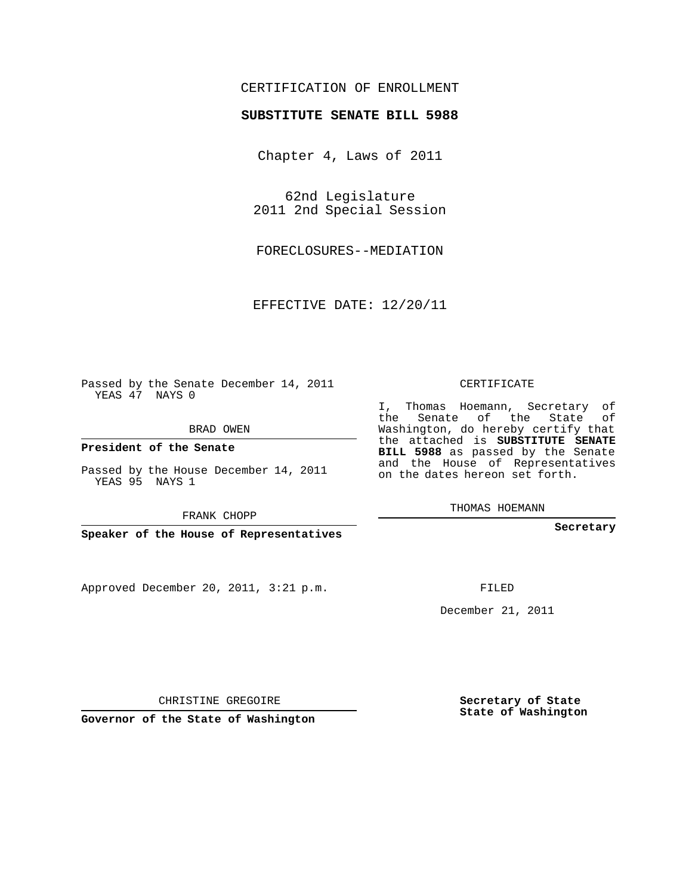CERTIFICATION OF ENROLLMENT

**SUBSTITUTE SENATE BILL 5988**

Chapter 4, Laws of 2011

62nd Legislature
2011 2nd Special Session

FORECLOSURES--MEDIATION

EFFECTIVE DATE: 12/20/11

Passed by the Senate December 14, 2011
YEAS 47 NAYS 0

BRAD OWEN

**President of the Senate**

Passed by the House December 14, 2011
YEAS 95 NAYS 1

FRANK CHOPP

**Speaker of the House of Representatives**

CERTIFICATE

I, Thomas Hoemann, Secretary of the Senate of the State of Washington, do hereby certify that the attached is **SUBSTITUTE SENATE BILL 5988** as passed by the Senate and the House of Representatives on the dates hereon set forth.

THOMAS HOEMANN

**Secretary**

Approved December 20, 2011, 3:21 p.m.

FILED

December 21, 2011

CHRISTINE GREGOIRE

**Governor of the State of Washington**

**Secretary of State**
**State of Washington**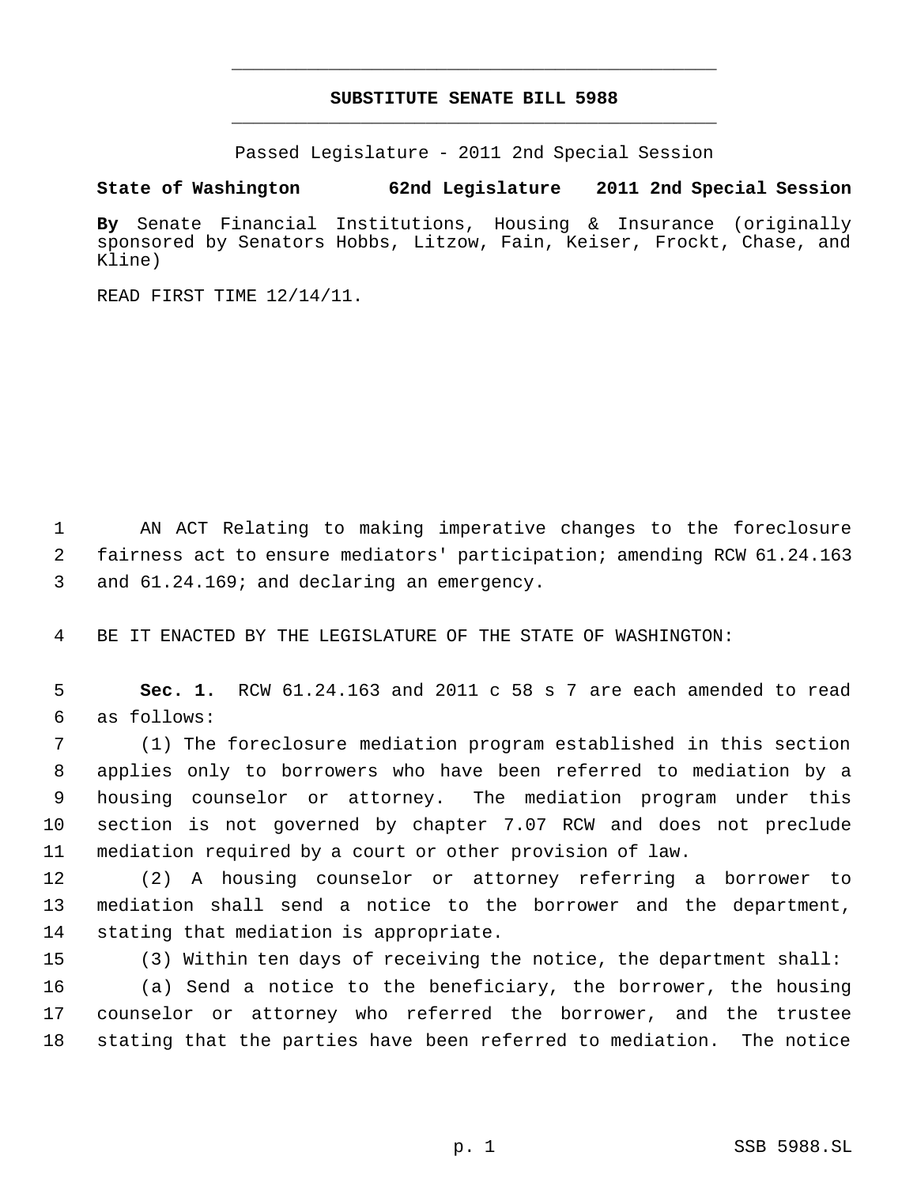# SUBSTITUTE SENATE BILL 5988

Passed Legislature - 2011 2nd Special Session

**State of Washington 62nd Legislature 2011 2nd Special Session**

**By** Senate Financial Institutions, Housing & Insurance (originally sponsored by Senators Hobbs, Litzow, Fain, Keiser, Frockt, Chase, and Kline)

READ FIRST TIME 12/14/11.

AN ACT Relating to making imperative changes to the foreclosure fairness act to ensure mediators' participation; amending RCW 61.24.163 and 61.24.169; and declaring an emergency.

BE IT ENACTED BY THE LEGISLATURE OF THE STATE OF WASHINGTON:

**Sec. 1.** RCW 61.24.163 and 2011 c 58 s 7 are each amended to read as follows:

(1) The foreclosure mediation program established in this section applies only to borrowers who have been referred to mediation by a housing counselor or attorney. The mediation program under this section is not governed by chapter 7.07 RCW and does not preclude mediation required by a court or other provision of law.

(2) A housing counselor or attorney referring a borrower to mediation shall send a notice to the borrower and the department, stating that mediation is appropriate.

(3) Within ten days of receiving the notice, the department shall:

(a) Send a notice to the beneficiary, the borrower, the housing counselor or attorney who referred the borrower, and the trustee stating that the parties have been referred to mediation. The notice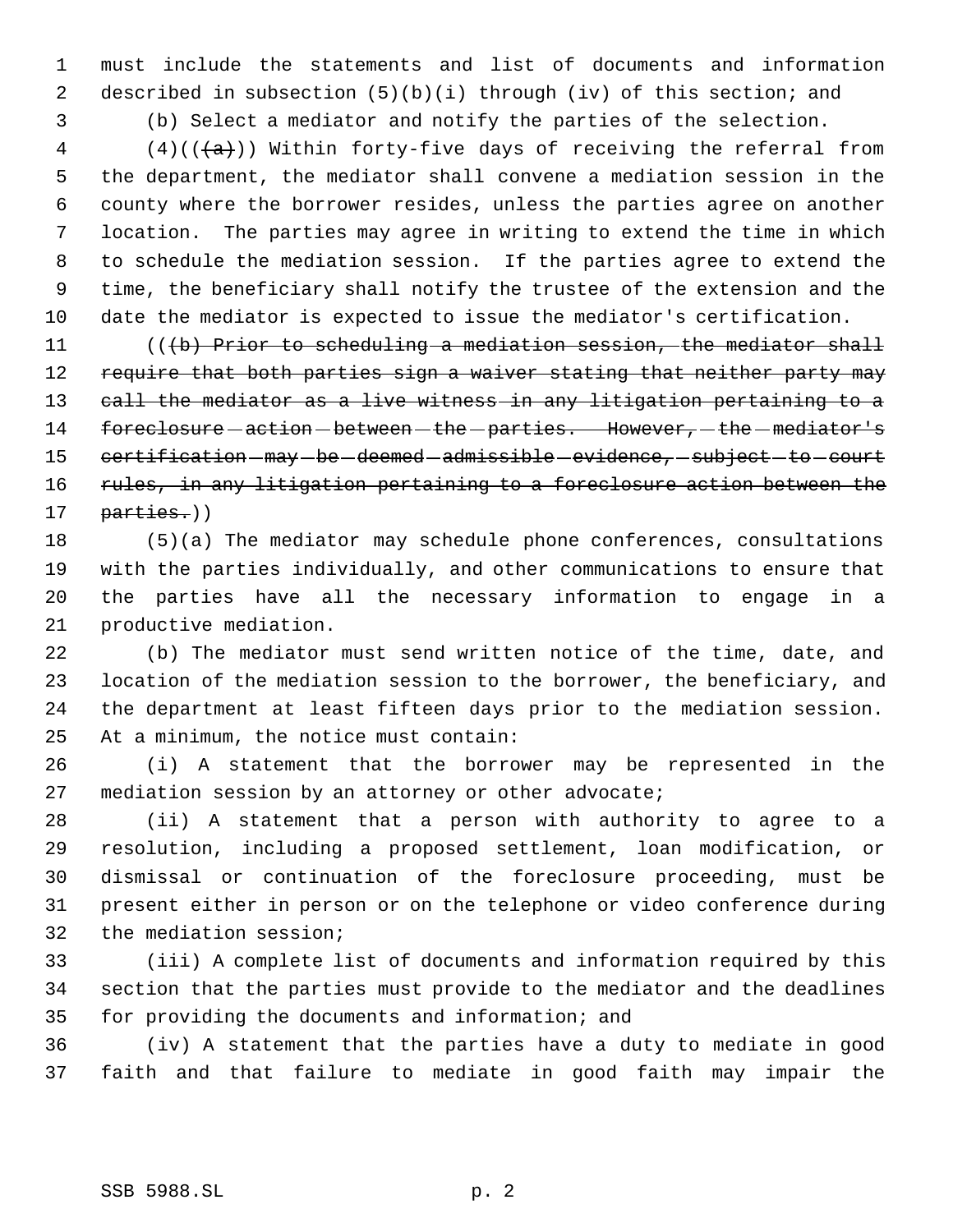must include the statements and list of documents and information described in subsection (5)(b)(i) through (iv) of this section; and

(b) Select a mediator and notify the parties of the selection.

(4)((~~(a)~~)) Within forty-five days of receiving the referral from the department, the mediator shall convene a mediation session in the county where the borrower resides, unless the parties agree on another location. The parties may agree in writing to extend the time in which to schedule the mediation session. If the parties agree to extend the time, the beneficiary shall notify the trustee of the extension and the date the mediator is expected to issue the mediator's certification.

((~~(b) Prior to scheduling a mediation session, the mediator shall require that both parties sign a waiver stating that neither party may call the mediator as a live witness in any litigation pertaining to a foreclosure action between the parties. However, the mediator's certification may be deemed admissible evidence, subject to court rules, in any litigation pertaining to a foreclosure action between the parties.~~))

(5)(a) The mediator may schedule phone conferences, consultations with the parties individually, and other communications to ensure that the parties have all the necessary information to engage in a productive mediation.

(b) The mediator must send written notice of the time, date, and location of the mediation session to the borrower, the beneficiary, and the department at least fifteen days prior to the mediation session. At a minimum, the notice must contain:

(i) A statement that the borrower may be represented in the mediation session by an attorney or other advocate;

(ii) A statement that a person with authority to agree to a resolution, including a proposed settlement, loan modification, or dismissal or continuation of the foreclosure proceeding, must be present either in person or on the telephone or video conference during the mediation session;

(iii) A complete list of documents and information required by this section that the parties must provide to the mediator and the deadlines for providing the documents and information; and

(iv) A statement that the parties have a duty to mediate in good faith and that failure to mediate in good faith may impair the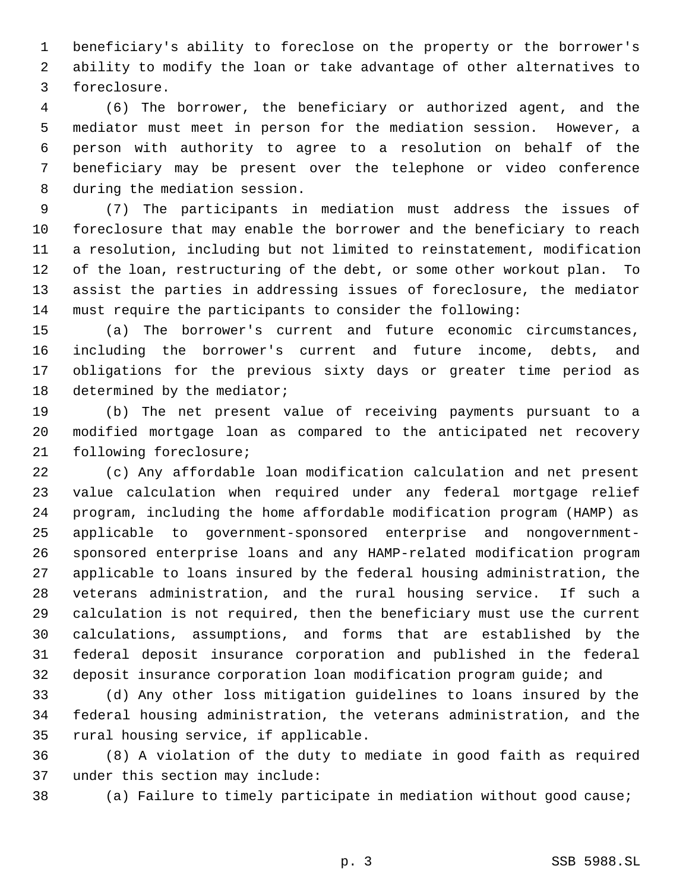beneficiary's ability to foreclose on the property or the borrower's ability to modify the loan or take advantage of other alternatives to foreclosure.

(6) The borrower, the beneficiary or authorized agent, and the mediator must meet in person for the mediation session. However, a person with authority to agree to a resolution on behalf of the beneficiary may be present over the telephone or video conference during the mediation session.

(7) The participants in mediation must address the issues of foreclosure that may enable the borrower and the beneficiary to reach a resolution, including but not limited to reinstatement, modification of the loan, restructuring of the debt, or some other workout plan. To assist the parties in addressing issues of foreclosure, the mediator must require the participants to consider the following:

(a) The borrower's current and future economic circumstances, including the borrower's current and future income, debts, and obligations for the previous sixty days or greater time period as determined by the mediator;

(b) The net present value of receiving payments pursuant to a modified mortgage loan as compared to the anticipated net recovery following foreclosure;

(c) Any affordable loan modification calculation and net present value calculation when required under any federal mortgage relief program, including the home affordable modification program (HAMP) as applicable to government-sponsored enterprise and nongovernment-sponsored enterprise loans and any HAMP-related modification program applicable to loans insured by the federal housing administration, the veterans administration, and the rural housing service. If such a calculation is not required, then the beneficiary must use the current calculations, assumptions, and forms that are established by the federal deposit insurance corporation and published in the federal deposit insurance corporation loan modification program guide; and

(d) Any other loss mitigation guidelines to loans insured by the federal housing administration, the veterans administration, and the rural housing service, if applicable.

(8) A violation of the duty to mediate in good faith as required under this section may include:

(a) Failure to timely participate in mediation without good cause;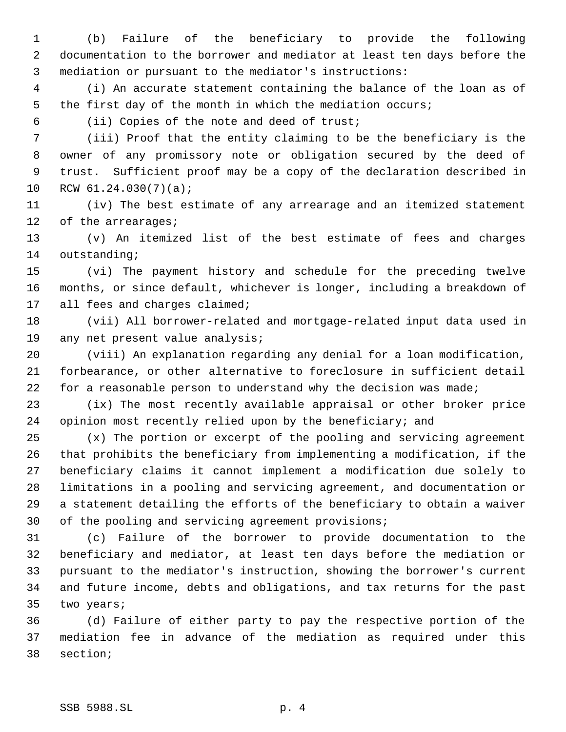(b) Failure of the beneficiary to provide the following documentation to the borrower and mediator at least ten days before the mediation or pursuant to the mediator's instructions:

(i) An accurate statement containing the balance of the loan as of the first day of the month in which the mediation occurs;

(ii) Copies of the note and deed of trust;

(iii) Proof that the entity claiming to be the beneficiary is the owner of any promissory note or obligation secured by the deed of trust. Sufficient proof may be a copy of the declaration described in RCW 61.24.030(7)(a);

(iv) The best estimate of any arrearage and an itemized statement of the arrearages;

(v) An itemized list of the best estimate of fees and charges outstanding;

(vi) The payment history and schedule for the preceding twelve months, or since default, whichever is longer, including a breakdown of all fees and charges claimed;

(vii) All borrower-related and mortgage-related input data used in any net present value analysis;

(viii) An explanation regarding any denial for a loan modification, forbearance, or other alternative to foreclosure in sufficient detail for a reasonable person to understand why the decision was made;

(ix) The most recently available appraisal or other broker price opinion most recently relied upon by the beneficiary; and

(x) The portion or excerpt of the pooling and servicing agreement that prohibits the beneficiary from implementing a modification, if the beneficiary claims it cannot implement a modification due solely to limitations in a pooling and servicing agreement, and documentation or a statement detailing the efforts of the beneficiary to obtain a waiver of the pooling and servicing agreement provisions;

(c) Failure of the borrower to provide documentation to the beneficiary and mediator, at least ten days before the mediation or pursuant to the mediator's instruction, showing the borrower's current and future income, debts and obligations, and tax returns for the past two years;

(d) Failure of either party to pay the respective portion of the mediation fee in advance of the mediation as required under this section;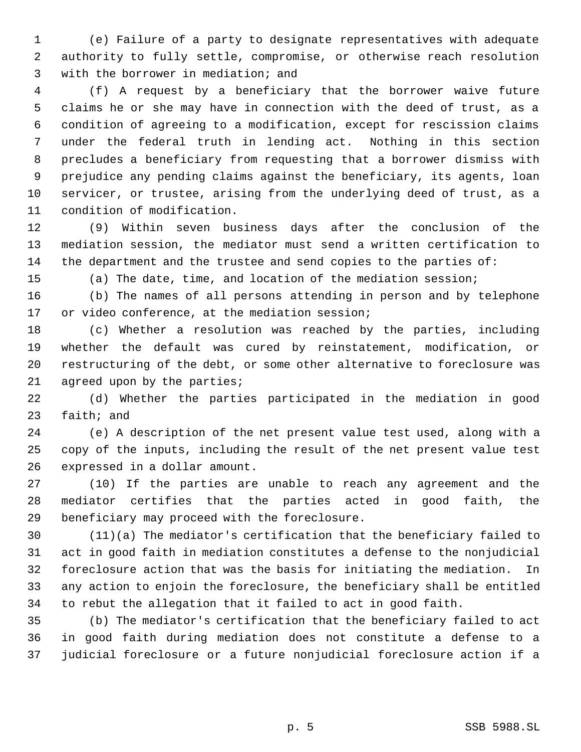(e) Failure of a party to designate representatives with adequate authority to fully settle, compromise, or otherwise reach resolution with the borrower in mediation; and

(f) A request by a beneficiary that the borrower waive future claims he or she may have in connection with the deed of trust, as a condition of agreeing to a modification, except for rescission claims under the federal truth in lending act. Nothing in this section precludes a beneficiary from requesting that a borrower dismiss with prejudice any pending claims against the beneficiary, its agents, loan servicer, or trustee, arising from the underlying deed of trust, as a condition of modification.

(9) Within seven business days after the conclusion of the mediation session, the mediator must send a written certification to the department and the trustee and send copies to the parties of:

(a) The date, time, and location of the mediation session;

(b) The names of all persons attending in person and by telephone or video conference, at the mediation session;

(c) Whether a resolution was reached by the parties, including whether the default was cured by reinstatement, modification, or restructuring of the debt, or some other alternative to foreclosure was agreed upon by the parties;

(d) Whether the parties participated in the mediation in good faith; and

(e) A description of the net present value test used, along with a copy of the inputs, including the result of the net present value test expressed in a dollar amount.

(10) If the parties are unable to reach any agreement and the mediator certifies that the parties acted in good faith, the beneficiary may proceed with the foreclosure.

(11)(a) The mediator's certification that the beneficiary failed to act in good faith in mediation constitutes a defense to the nonjudicial foreclosure action that was the basis for initiating the mediation. In any action to enjoin the foreclosure, the beneficiary shall be entitled to rebut the allegation that it failed to act in good faith.

(b) The mediator's certification that the beneficiary failed to act in good faith during mediation does not constitute a defense to a judicial foreclosure or a future nonjudicial foreclosure action if a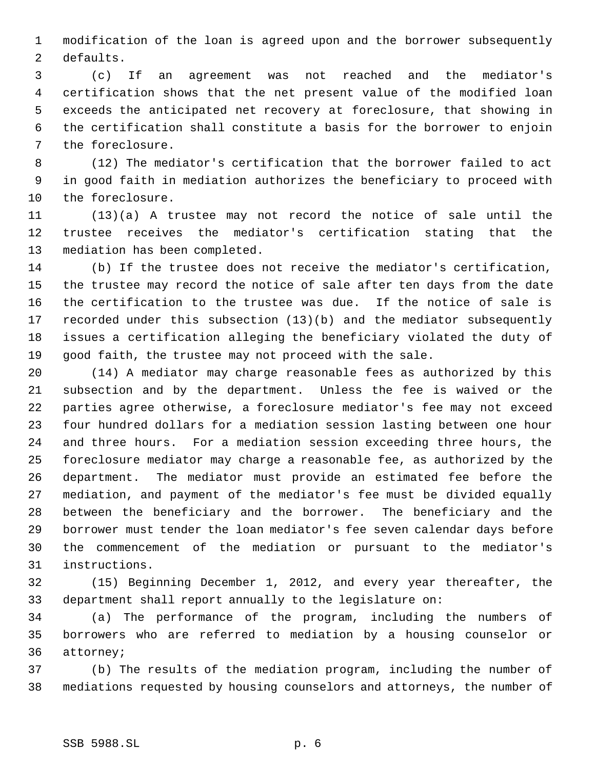modification of the loan is agreed upon and the borrower subsequently defaults.

(c) If an agreement was not reached and the mediator's certification shows that the net present value of the modified loan exceeds the anticipated net recovery at foreclosure, that showing in the certification shall constitute a basis for the borrower to enjoin the foreclosure.

(12) The mediator's certification that the borrower failed to act in good faith in mediation authorizes the beneficiary to proceed with the foreclosure.

(13)(a) A trustee may not record the notice of sale until the trustee receives the mediator's certification stating that the mediation has been completed.

(b) If the trustee does not receive the mediator's certification, the trustee may record the notice of sale after ten days from the date the certification to the trustee was due. If the notice of sale is recorded under this subsection (13)(b) and the mediator subsequently issues a certification alleging the beneficiary violated the duty of good faith, the trustee may not proceed with the sale.

(14) A mediator may charge reasonable fees as authorized by this subsection and by the department. Unless the fee is waived or the parties agree otherwise, a foreclosure mediator's fee may not exceed four hundred dollars for a mediation session lasting between one hour and three hours. For a mediation session exceeding three hours, the foreclosure mediator may charge a reasonable fee, as authorized by the department. The mediator must provide an estimated fee before the mediation, and payment of the mediator's fee must be divided equally between the beneficiary and the borrower. The beneficiary and the borrower must tender the loan mediator's fee seven calendar days before the commencement of the mediation or pursuant to the mediator's instructions.

(15) Beginning December 1, 2012, and every year thereafter, the department shall report annually to the legislature on:

(a) The performance of the program, including the numbers of borrowers who are referred to mediation by a housing counselor or attorney;

(b) The results of the mediation program, including the number of mediations requested by housing counselors and attorneys, the number of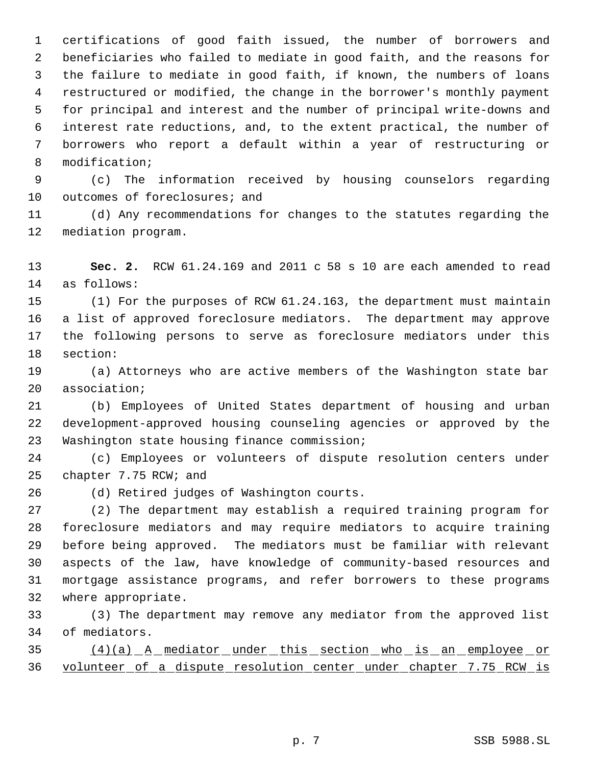certifications of good faith issued, the number of borrowers and beneficiaries who failed to mediate in good faith, and the reasons for the failure to mediate in good faith, if known, the numbers of loans restructured or modified, the change in the borrower's monthly payment for principal and interest and the number of principal write-downs and interest rate reductions, and, to the extent practical, the number of borrowers who report a default within a year of restructuring or modification;

(c) The information received by housing counselors regarding outcomes of foreclosures; and

(d) Any recommendations for changes to the statutes regarding the mediation program.

**Sec. 2.** RCW 61.24.169 and 2011 c 58 s 10 are each amended to read as follows:

(1) For the purposes of RCW 61.24.163, the department must maintain a list of approved foreclosure mediators. The department may approve the following persons to serve as foreclosure mediators under this section:

(a) Attorneys who are active members of the Washington state bar association;

(b) Employees of United States department of housing and urban development-approved housing counseling agencies or approved by the Washington state housing finance commission;

(c) Employees or volunteers of dispute resolution centers under chapter 7.75 RCW; and

(d) Retired judges of Washington courts.

(2) The department may establish a required training program for foreclosure mediators and may require mediators to acquire training before being approved. The mediators must be familiar with relevant aspects of the law, have knowledge of community-based resources and mortgage assistance programs, and refer borrowers to these programs where appropriate.

(3) The department may remove any mediator from the approved list of mediators.

<u>(4)(a) A mediator under this section who is an employee or volunteer of a dispute resolution center under chapter 7.75 RCW is</u>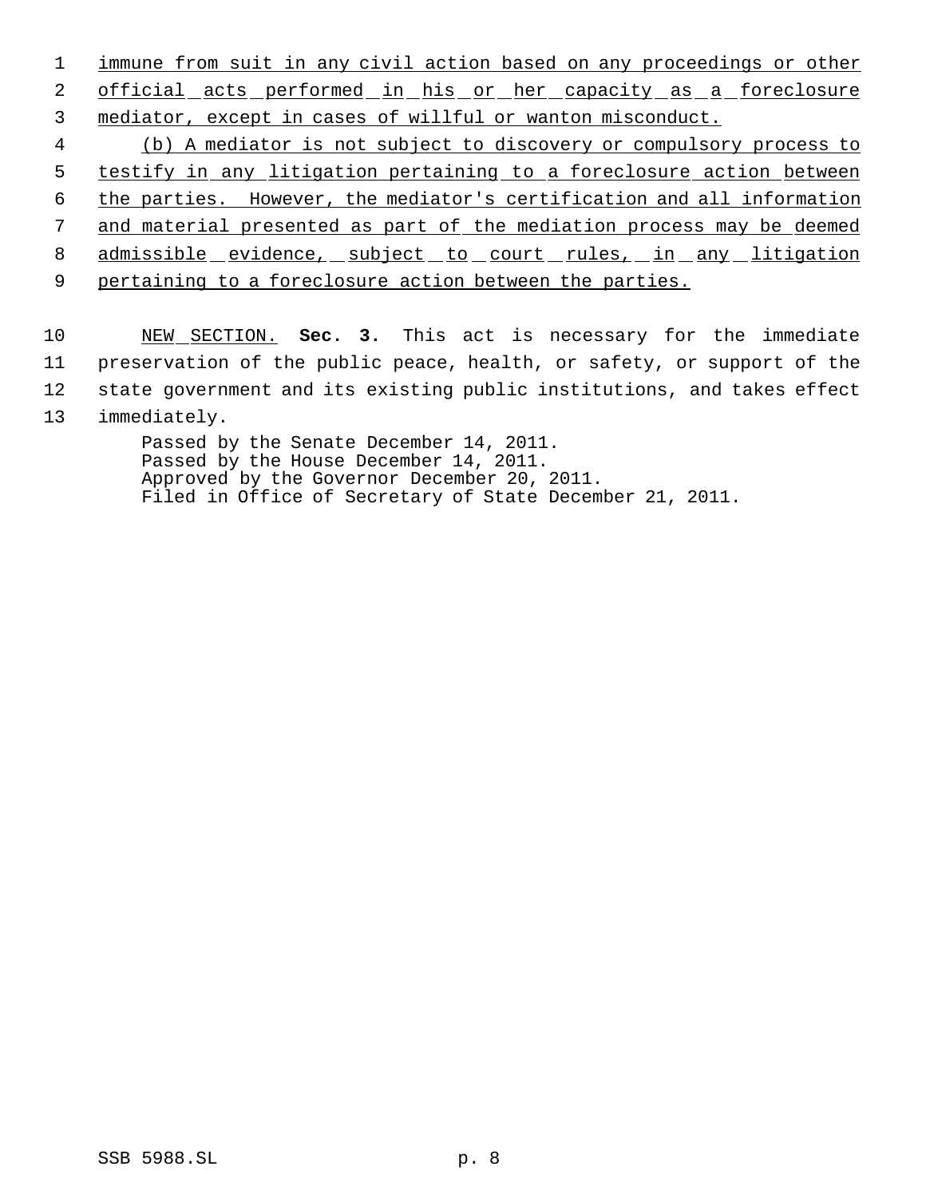immune from suit in any civil action based on any proceedings or other official acts performed in his or her capacity as a foreclosure mediator, except in cases of willful or wanton misconduct.

(b) A mediator is not subject to discovery or compulsory process to testify in any litigation pertaining to a foreclosure action between the parties. However, the mediator's certification and all information and material presented as part of the mediation process may be deemed admissible evidence, subject to court rules, in any litigation pertaining to a foreclosure action between the parties.

NEW SECTION. **Sec. 3.** This act is necessary for the immediate preservation of the public peace, health, or safety, or support of the state government and its existing public institutions, and takes effect immediately.

Passed by the Senate December 14, 2011.
Passed by the House December 14, 2011.
Approved by the Governor December 20, 2011.
Filed in Office of Secretary of State December 21, 2011.